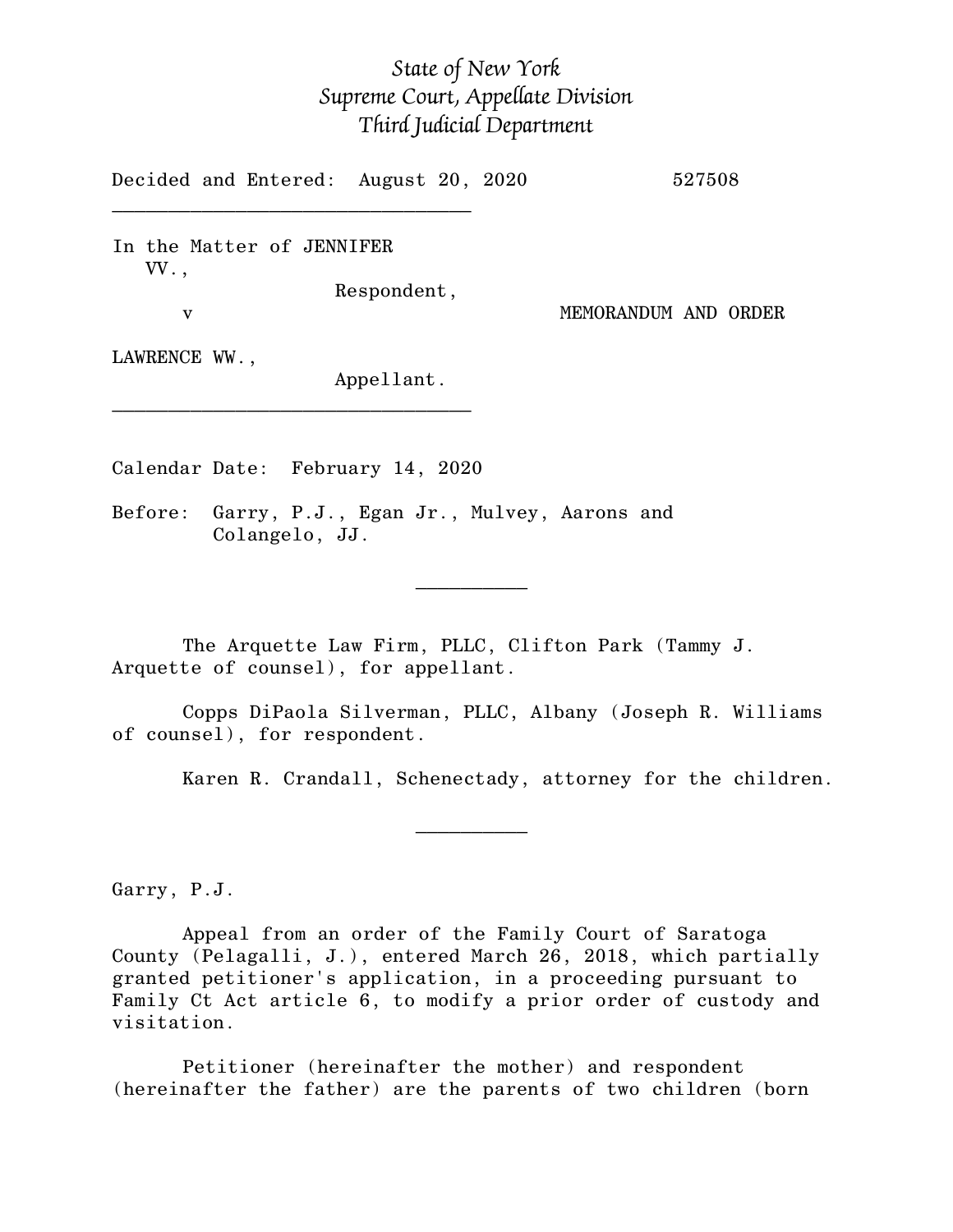*State of New York*
*Supreme Court, Appellate Division*
*Third Judicial Department*

Decided and Entered: August 20, 2020 527508

---

In the Matter of JENNIFER VV.,
Respondent,

v

MEMORANDUM AND ORDER

LAWRENCE WW.,
Appellant.

---

Calendar Date: February 14, 2020

Before: Garry, P.J., Egan Jr., Mulvey, Aarons and Colangelo, JJ.

---

The Arquette Law Firm, PLLC, Clifton Park (Tammy J. Arquette of counsel), for appellant.

Copps DiPaola Silverman, PLLC, Albany (Joseph R. Williams of counsel), for respondent.

Karen R. Crandall, Schenectady, attorney for the children.

---

Garry, P.J.

Appeal from an order of the Family Court of Saratoga County (Pelagalli, J.), entered March 26, 2018, which partially granted petitioner's application, in a proceeding pursuant to Family Ct Act article 6, to modify a prior order of custody and visitation.

Petitioner (hereinafter the mother) and respondent (hereinafter the father) are the parents of two children (born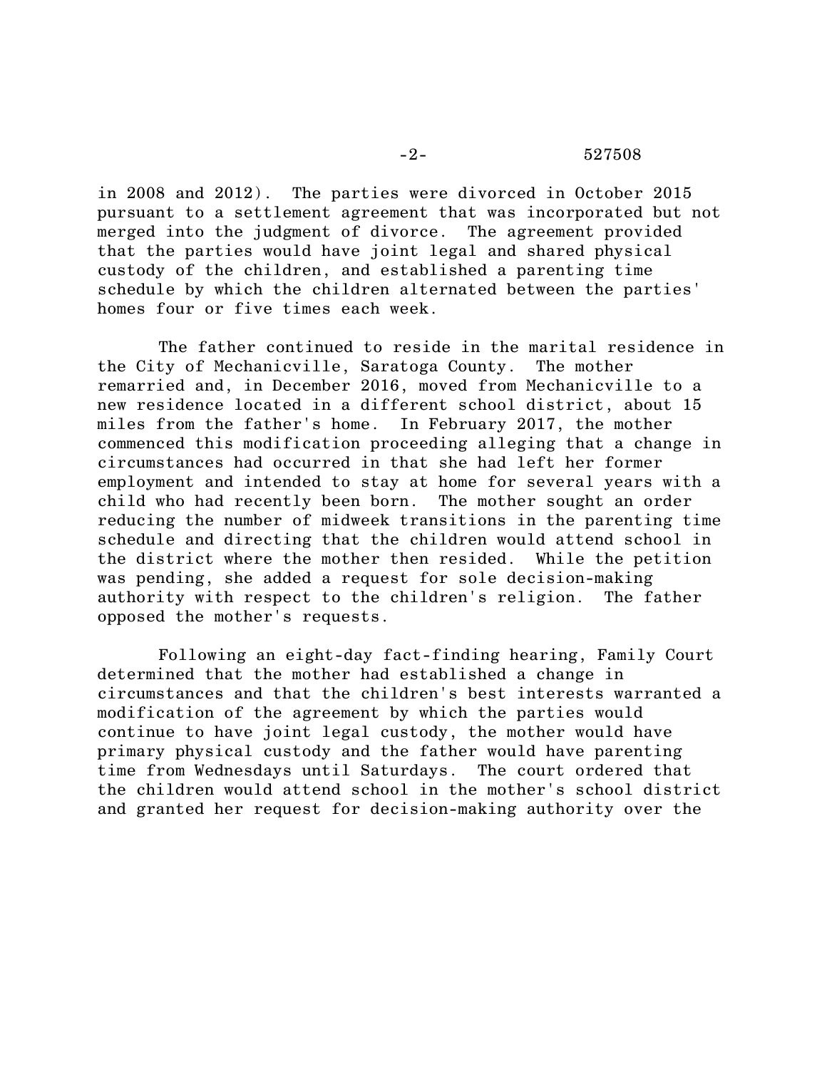in 2008 and 2012). The parties were divorced in October 2015 pursuant to a settlement agreement that was incorporated but not merged into the judgment of divorce. The agreement provided that the parties would have joint legal and shared physical custody of the children, and established a parenting time schedule by which the children alternated between the parties' homes four or five times each week.

The father continued to reside in the marital residence in the City of Mechanicville, Saratoga County. The mother remarried and, in December 2016, moved from Mechanicville to a new residence located in a different school district, about 15 miles from the father's home. In February 2017, the mother commenced this modification proceeding alleging that a change in circumstances had occurred in that she had left her former employment and intended to stay at home for several years with a child who had recently been born. The mother sought an order reducing the number of midweek transitions in the parenting time schedule and directing that the children would attend school in the district where the mother then resided. While the petition was pending, she added a request for sole decision-making authority with respect to the children's religion. The father opposed the mother's requests.

Following an eight-day fact-finding hearing, Family Court determined that the mother had established a change in circumstances and that the children's best interests warranted a modification of the agreement by which the parties would continue to have joint legal custody, the mother would have primary physical custody and the father would have parenting time from Wednesdays until Saturdays. The court ordered that the children would attend school in the mother's school district and granted her request for decision-making authority over the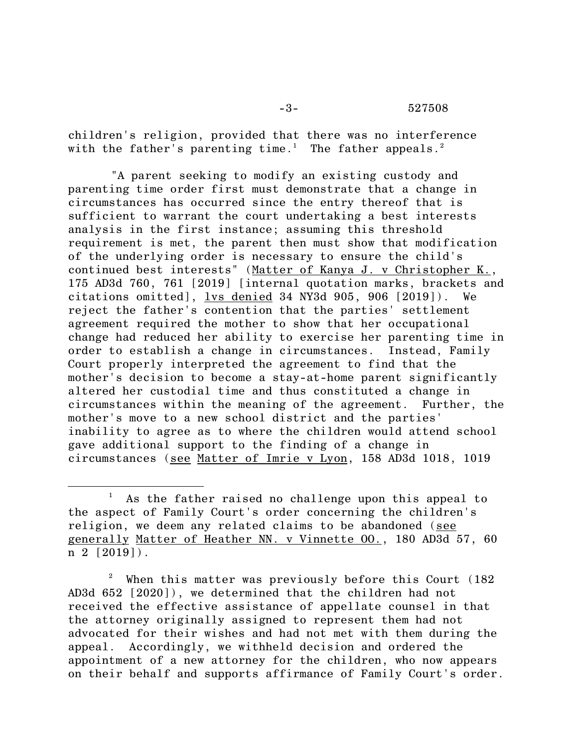children's religion, provided that there was no interference with the father's parenting time.[1] The father appeals.[2]

"A parent seeking to modify an existing custody and parenting time order first must demonstrate that a change in circumstances has occurred since the entry thereof that is sufficient to warrant the court undertaking a best interests analysis in the first instance; assuming this threshold requirement is met, the parent then must show that modification of the underlying order is necessary to ensure the child's continued best interests" (Matter of Kanya J. v Christopher K., 175 AD3d 760, 761 [2019] [internal quotation marks, brackets and citations omitted], lvs denied 34 NY3d 905, 906 [2019]). We reject the father's contention that the parties' settlement agreement required the mother to show that her occupational change had reduced her ability to exercise her parenting time in order to establish a change in circumstances. Instead, Family Court properly interpreted the agreement to find that the mother's decision to become a stay-at-home parent significantly altered her custodial time and thus constituted a change in circumstances within the meaning of the agreement. Further, the mother's move to a new school district and the parties' inability to agree as to where the children would attend school gave additional support to the finding of a change in circumstances (see Matter of Imrie v Lyon, 158 AD3d 1018, 1019

---

[1] As the father raised no challenge upon this appeal to the aspect of Family Court's order concerning the children's religion, we deem any related claims to be abandoned (see generally Matter of Heather NN. v Vinnette OO., 180 AD3d 57, 60 n 2 [2019]).

[2] When this matter was previously before this Court (182 AD3d 652 [2020]), we determined that the children had not received the effective assistance of appellate counsel in that the attorney originally assigned to represent them had not advocated for their wishes and had not met with them during the appeal. Accordingly, we withheld decision and ordered the appointment of a new attorney for the children, who now appears on their behalf and supports affirmance of Family Court's order.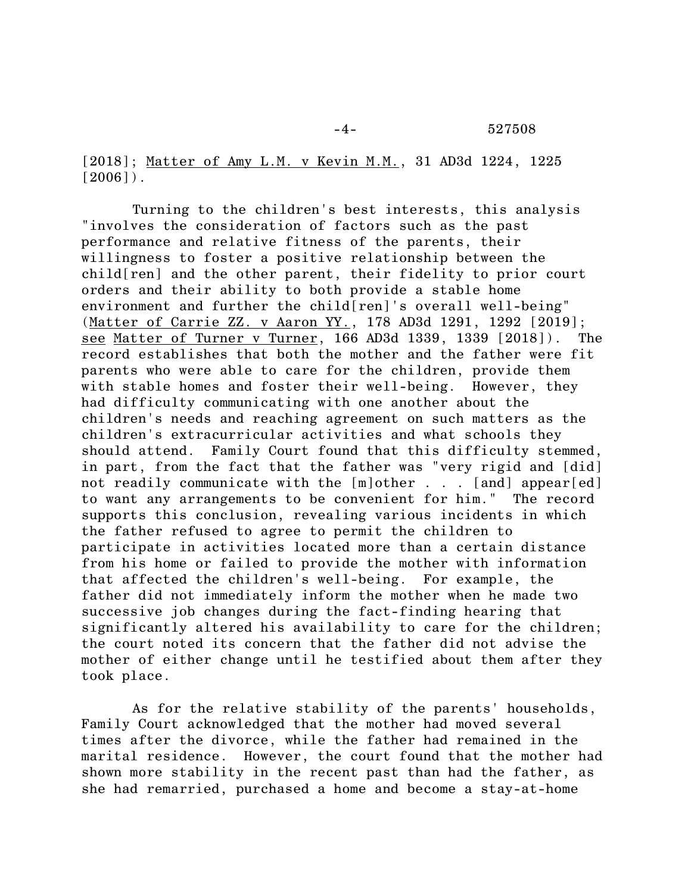[2018]; Matter of Amy L.M. v Kevin M.M., 31 AD3d 1224, 1225 [2006]).

Turning to the children's best interests, this analysis "involves the consideration of factors such as the past performance and relative fitness of the parents, their willingness to foster a positive relationship between the child[ren] and the other parent, their fidelity to prior court orders and their ability to both provide a stable home environment and further the child[ren]'s overall well-being" (Matter of Carrie ZZ. v Aaron YY., 178 AD3d 1291, 1292 [2019]; see Matter of Turner v Turner, 166 AD3d 1339, 1339 [2018]). The record establishes that both the mother and the father were fit parents who were able to care for the children, provide them with stable homes and foster their well-being. However, they had difficulty communicating with one another about the children's needs and reaching agreement on such matters as the children's extracurricular activities and what schools they should attend. Family Court found that this difficulty stemmed, in part, from the fact that the father was "very rigid and [did] not readily communicate with the [m]other . . . [and] appear[ed] to want any arrangements to be convenient for him." The record supports this conclusion, revealing various incidents in which the father refused to agree to permit the children to participate in activities located more than a certain distance from his home or failed to provide the mother with information that affected the children's well-being. For example, the father did not immediately inform the mother when he made two successive job changes during the fact-finding hearing that significantly altered his availability to care for the children; the court noted its concern that the father did not advise the mother of either change until he testified about them after they took place.

As for the relative stability of the parents' households, Family Court acknowledged that the mother had moved several times after the divorce, while the father had remained in the marital residence. However, the court found that the mother had shown more stability in the recent past than had the father, as she had remarried, purchased a home and become a stay-at-home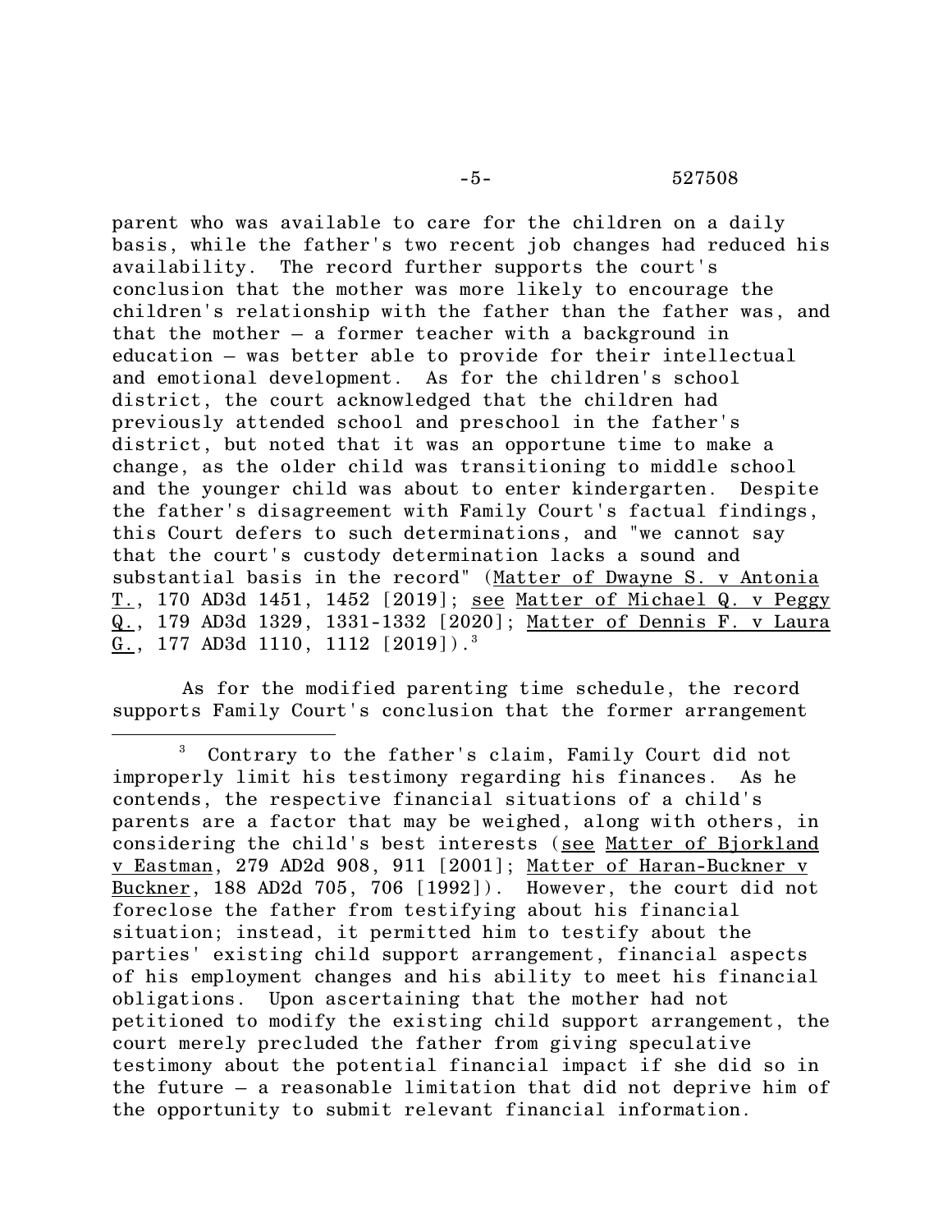parent who was available to care for the children on a daily basis, while the father's two recent job changes had reduced his availability. The record further supports the court's conclusion that the mother was more likely to encourage the children's relationship with the father than the father was, and that the mother – a former teacher with a background in education – was better able to provide for their intellectual and emotional development. As for the children's school district, the court acknowledged that the children had previously attended school and preschool in the father's district, but noted that it was an opportune time to make a change, as the older child was transitioning to middle school and the younger child was about to enter kindergarten. Despite the father's disagreement with Family Court's factual findings, this Court defers to such determinations, and "we cannot say that the court's custody determination lacks a sound and substantial basis in the record" (Matter of Dwayne S. v Antonia T., 170 AD3d 1451, 1452 [2019]; see Matter of Michael Q. v Peggy Q., 179 AD3d 1329, 1331-1332 [2020]; Matter of Dennis F. v Laura G., 177 AD3d 1110, 1112 [2019]).[3]

As for the modified parenting time schedule, the record supports Family Court's conclusion that the former arrangement

---

[3] Contrary to the father's claim, Family Court did not improperly limit his testimony regarding his finances. As he contends, the respective financial situations of a child's parents are a factor that may be weighed, along with others, in considering the child's best interests (see Matter of Bjorkland v Eastman, 279 AD2d 908, 911 [2001]; Matter of Haran-Buckner v Buckner, 188 AD2d 705, 706 [1992]). However, the court did not foreclose the father from testifying about his financial situation; instead, it permitted him to testify about the parties' existing child support arrangement, financial aspects of his employment changes and his ability to meet his financial obligations. Upon ascertaining that the mother had not petitioned to modify the existing child support arrangement, the court merely precluded the father from giving speculative testimony about the potential financial impact if she did so in the future – a reasonable limitation that did not deprive him of the opportunity to submit relevant financial information.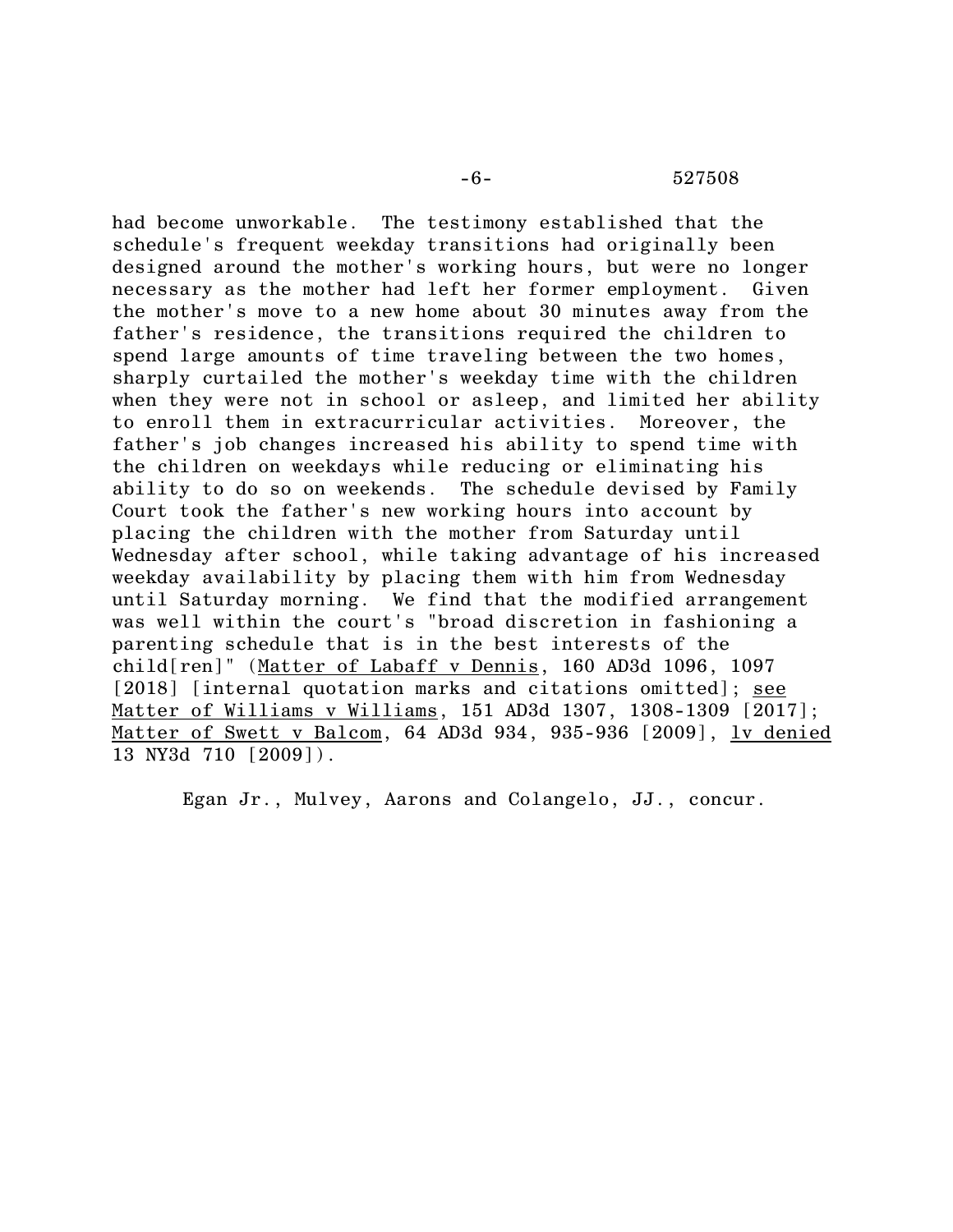had become unworkable. The testimony established that the schedule's frequent weekday transitions had originally been designed around the mother's working hours, but were no longer necessary as the mother had left her former employment. Given the mother's move to a new home about 30 minutes away from the father's residence, the transitions required the children to spend large amounts of time traveling between the two homes, sharply curtailed the mother's weekday time with the children when they were not in school or asleep, and limited her ability to enroll them in extracurricular activities. Moreover, the father's job changes increased his ability to spend time with the children on weekdays while reducing or eliminating his ability to do so on weekends. The schedule devised by Family Court took the father's new working hours into account by placing the children with the mother from Saturday until Wednesday after school, while taking advantage of his increased weekday availability by placing them with him from Wednesday until Saturday morning. We find that the modified arrangement was well within the court's "broad discretion in fashioning a parenting schedule that is in the best interests of the child[ren]" (Matter of Labaff v Dennis, 160 AD3d 1096, 1097 [2018] [internal quotation marks and citations omitted]; see Matter of Williams v Williams, 151 AD3d 1307, 1308-1309 [2017]; Matter of Swett v Balcom, 64 AD3d 934, 935-936 [2009], lv denied 13 NY3d 710 [2009]).

Egan Jr., Mulvey, Aarons and Colangelo, JJ., concur.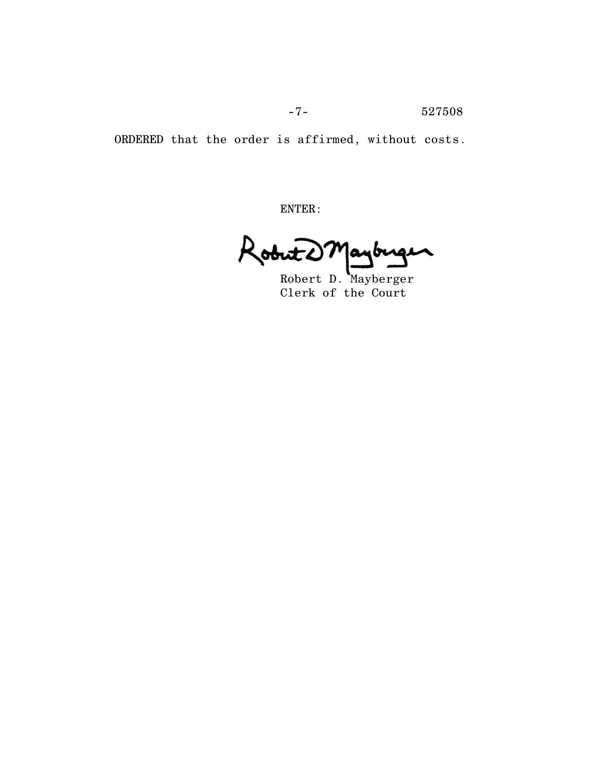ORDERED that the order is affirmed, without costs.

ENTER:

Robert D. Mayberger
Clerk of the Court